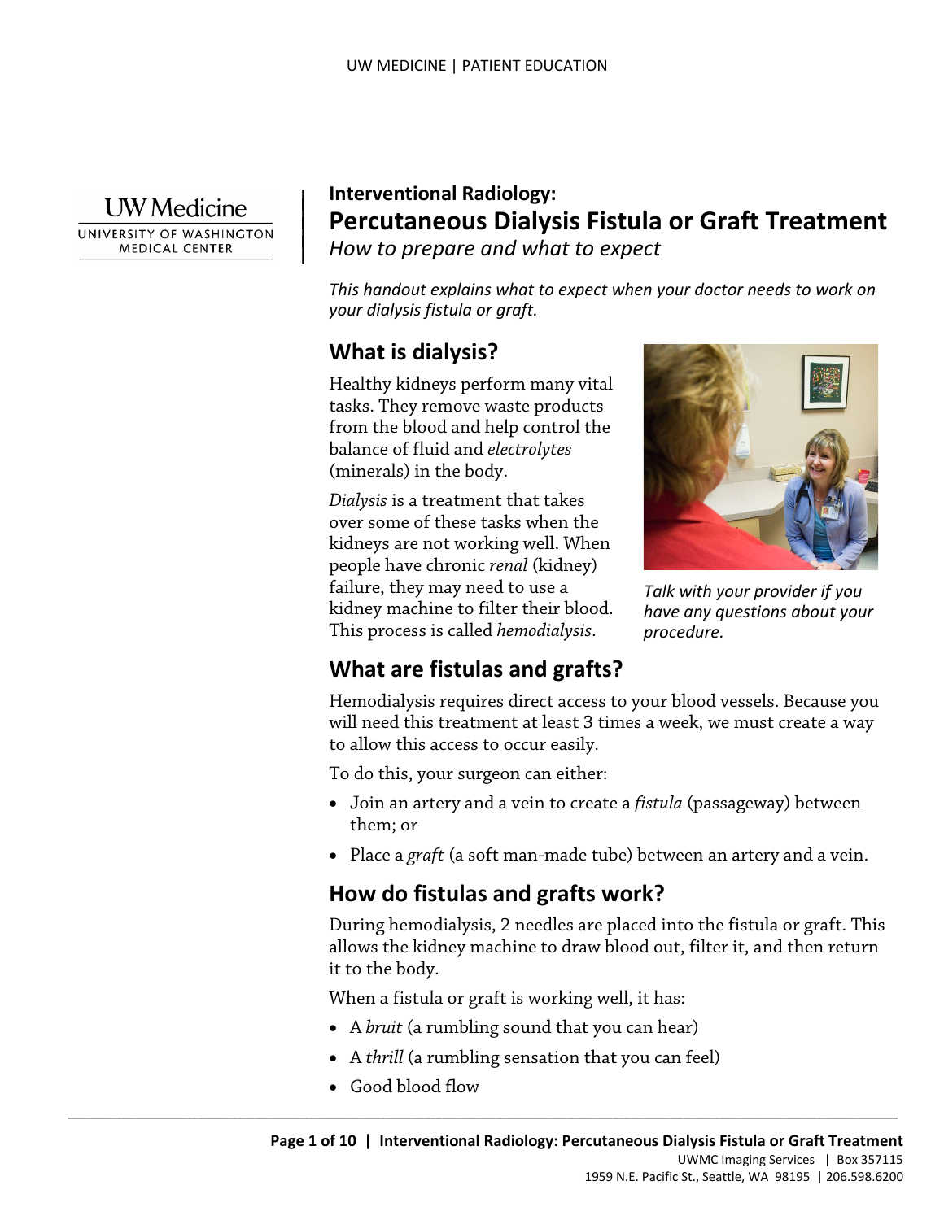UW Medicine
UNIVERSITY OF WASHINGTON MEDICAL CENTER

**Interventional Radiology:**

# Percutaneous Dialysis Fistula or Graft Treatment

*How to prepare and what to expect*

*This handout explains what to expect when your doctor needs to work on your dialysis fistula or graft.*

## What is dialysis?

Healthy kidneys perform many vital tasks. They remove waste products from the blood and help control the balance of fluid and *electrolytes* (minerals) in the body.

*Dialysis* is a treatment that takes over some of these tasks when the kidneys are not working well. When people have chronic *renal* (kidney) failure, they may need to use a kidney machine to filter their blood. This process is called *hemodialysis*.

*Talk with your provider if you have any questions about your procedure.*

## What are fistulas and grafts?

Hemodialysis requires direct access to your blood vessels. Because you will need this treatment at least 3 times a week, we must create a way to allow this access to occur easily.

To do this, your surgeon can either:

- Join an artery and a vein to create a *fistula* (passageway) between them; or
- Place a *graft* (a soft man-made tube) between an artery and a vein.

## How do fistulas and grafts work?

During hemodialysis, 2 needles are placed into the fistula or graft. This allows the kidney machine to draw blood out, filter it, and then return it to the body.

When a fistula or graft is working well, it has:

- A *bruit* (a rumbling sound that you can hear)
- A *thrill* (a rumbling sensation that you can feel)
- Good blood flow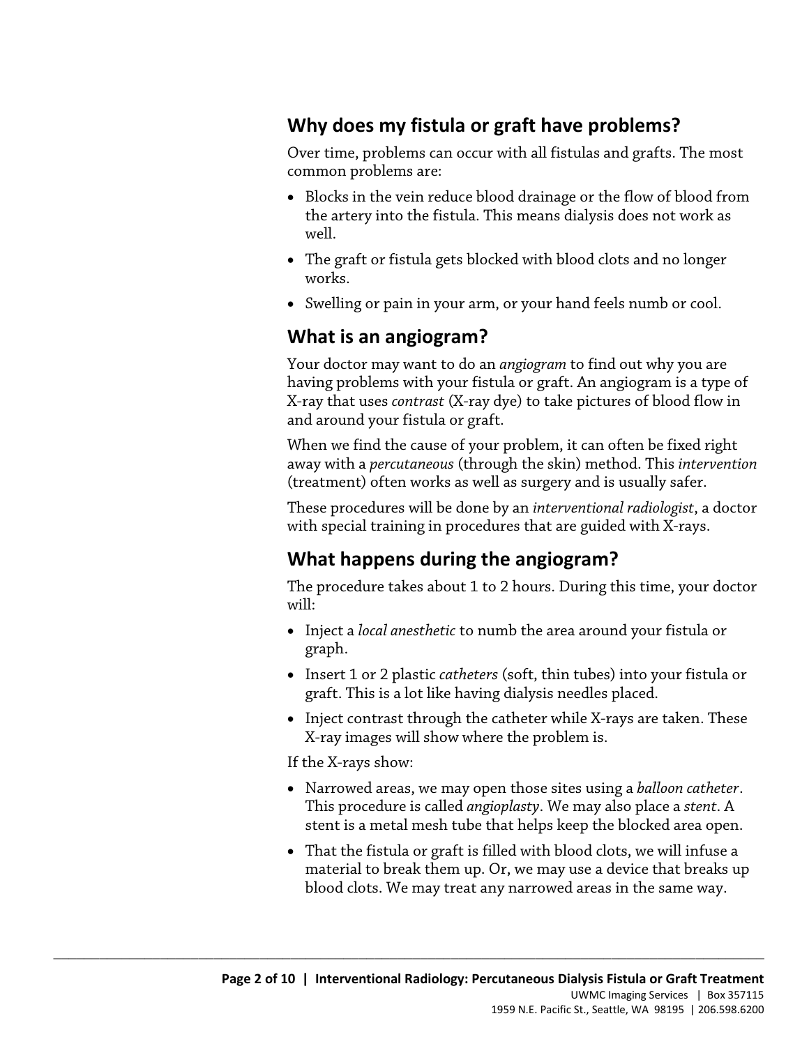## Why does my fistula or graft have problems?

Over time, problems can occur with all fistulas and grafts. The most common problems are:

- Blocks in the vein reduce blood drainage or the flow of blood from the artery into the fistula. This means dialysis does not work as well.
- The graft or fistula gets blocked with blood clots and no longer works.
- Swelling or pain in your arm, or your hand feels numb or cool.

## What is an angiogram?

Your doctor may want to do an *angiogram* to find out why you are having problems with your fistula or graft. An angiogram is a type of X-ray that uses *contrast* (X-ray dye) to take pictures of blood flow in and around your fistula or graft.

When we find the cause of your problem, it can often be fixed right away with a *percutaneous* (through the skin) method. This *intervention* (treatment) often works as well as surgery and is usually safer.

These procedures will be done by an *interventional radiologist*, a doctor with special training in procedures that are guided with X-rays.

## What happens during the angiogram?

The procedure takes about 1 to 2 hours. During this time, your doctor will:

- Inject a *local anesthetic* to numb the area around your fistula or graph.
- Insert 1 or 2 plastic *catheters* (soft, thin tubes) into your fistula or graft. This is a lot like having dialysis needles placed.
- Inject contrast through the catheter while X-rays are taken. These X-ray images will show where the problem is.

If the X-rays show:

- Narrowed areas, we may open those sites using a *balloon catheter*. This procedure is called *angioplasty*. We may also place a *stent*. A stent is a metal mesh tube that helps keep the blocked area open.
- That the fistula or graft is filled with blood clots, we will infuse a material to break them up. Or, we may use a device that breaks up blood clots. We may treat any narrowed areas in the same way.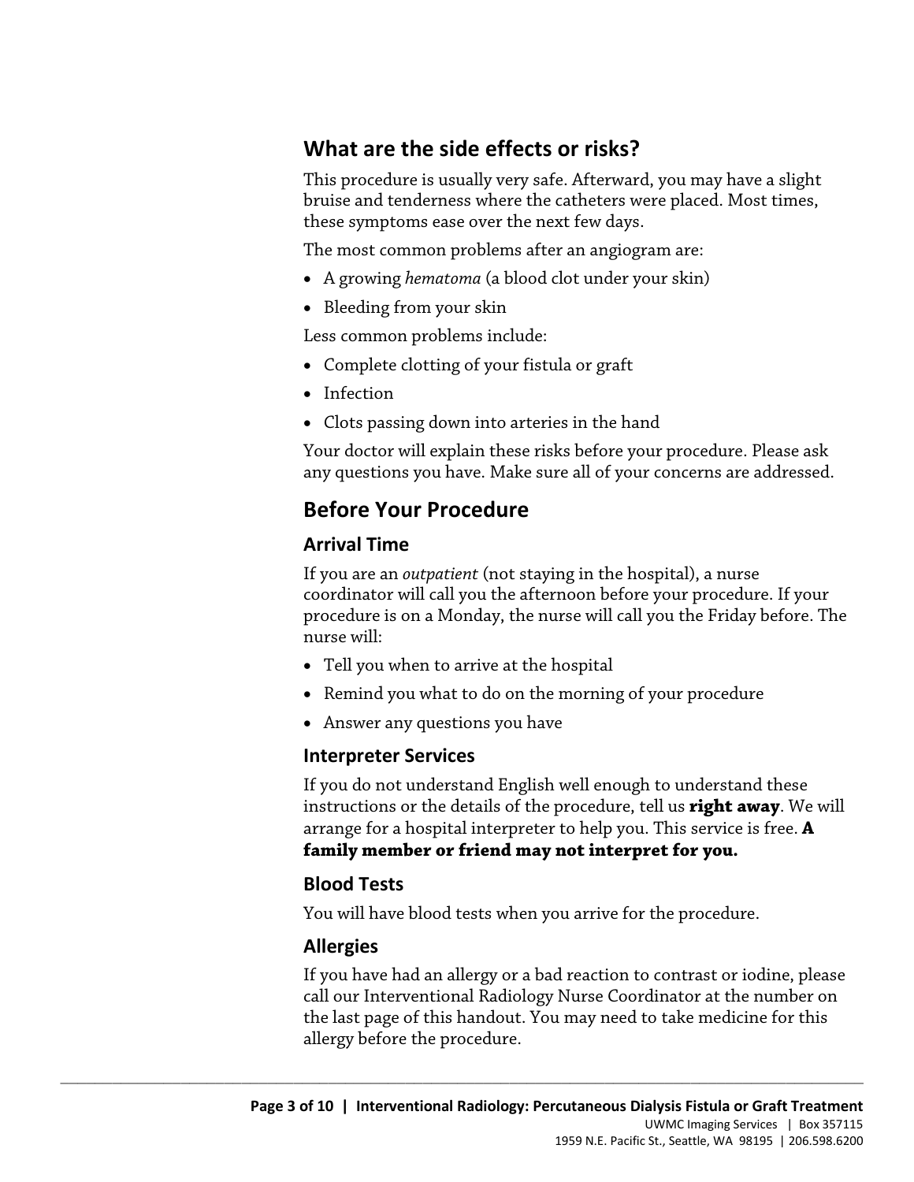## What are the side effects or risks?

This procedure is usually very safe. Afterward, you may have a slight bruise and tenderness where the catheters were placed. Most times, these symptoms ease over the next few days.

The most common problems after an angiogram are:

- A growing *hematoma* (a blood clot under your skin)
- Bleeding from your skin

Less common problems include:

- Complete clotting of your fistula or graft
- Infection
- Clots passing down into arteries in the hand

Your doctor will explain these risks before your procedure. Please ask any questions you have. Make sure all of your concerns are addressed.

## Before Your Procedure

### Arrival Time

If you are an *outpatient* (not staying in the hospital), a nurse coordinator will call you the afternoon before your procedure. If your procedure is on a Monday, the nurse will call you the Friday before. The nurse will:

- Tell you when to arrive at the hospital
- Remind you what to do on the morning of your procedure
- Answer any questions you have

### Interpreter Services

If you do not understand English well enough to understand these instructions or the details of the procedure, tell us **right away**. We will arrange for a hospital interpreter to help you. This service is free. **A family member or friend may not interpret for you.**

### Blood Tests

You will have blood tests when you arrive for the procedure.

### Allergies

If you have had an allergy or a bad reaction to contrast or iodine, please call our Interventional Radiology Nurse Coordinator at the number on the last page of this handout. You may need to take medicine for this allergy before the procedure.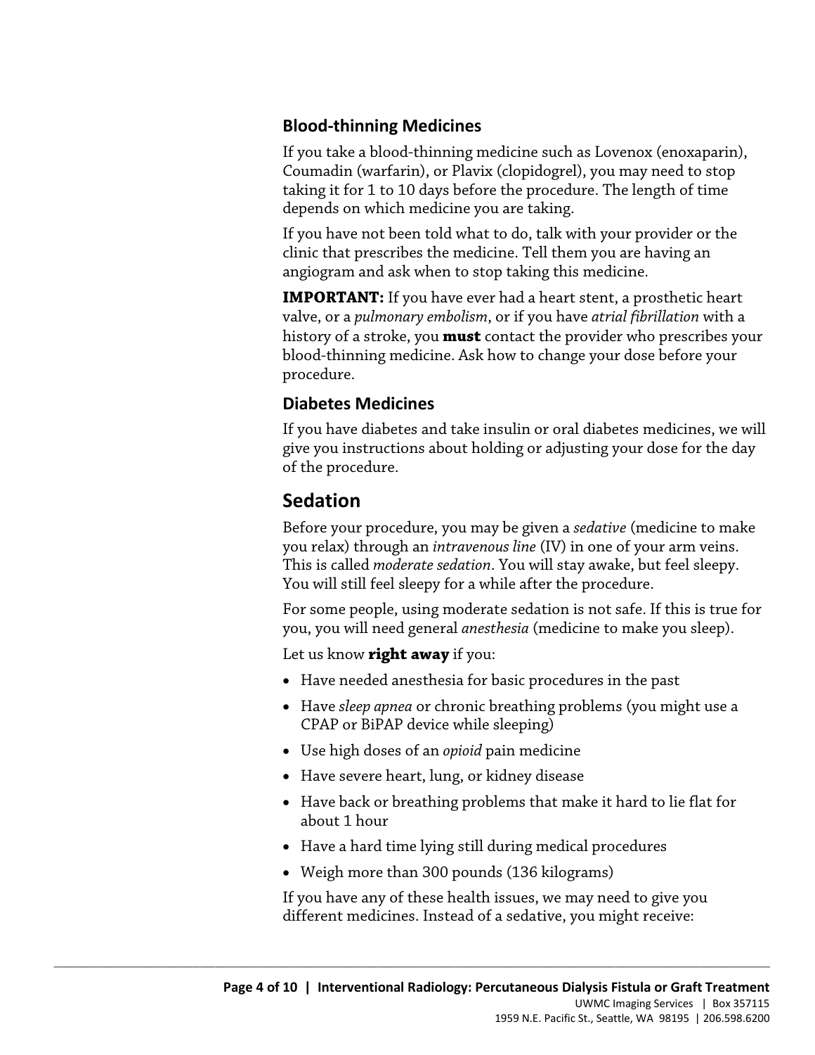### Blood-thinning Medicines

If you take a blood-thinning medicine such as Lovenox (enoxaparin), Coumadin (warfarin), or Plavix (clopidogrel), you may need to stop taking it for 1 to 10 days before the procedure. The length of time depends on which medicine you are taking.

If you have not been told what to do, talk with your provider or the clinic that prescribes the medicine. Tell them you are having an angiogram and ask when to stop taking this medicine.

**IMPORTANT:** If you have ever had a heart stent, a prosthetic heart valve, or a *pulmonary embolism*, or if you have *atrial fibrillation* with a history of a stroke, you **must** contact the provider who prescribes your blood-thinning medicine. Ask how to change your dose before your procedure.

### Diabetes Medicines

If you have diabetes and take insulin or oral diabetes medicines, we will give you instructions about holding or adjusting your dose for the day of the procedure.

## Sedation

Before your procedure, you may be given a *sedative* (medicine to make you relax) through an *intravenous line* (IV) in one of your arm veins. This is called *moderate sedation*. You will stay awake, but feel sleepy. You will still feel sleepy for a while after the procedure.

For some people, using moderate sedation is not safe. If this is true for you, you will need general *anesthesia* (medicine to make you sleep).

Let us know **right away** if you:

- Have needed anesthesia for basic procedures in the past
- Have *sleep apnea* or chronic breathing problems (you might use a CPAP or BiPAP device while sleeping)
- Use high doses of an *opioid* pain medicine
- Have severe heart, lung, or kidney disease
- Have back or breathing problems that make it hard to lie flat for about 1 hour
- Have a hard time lying still during medical procedures
- Weigh more than 300 pounds (136 kilograms)

If you have any of these health issues, we may need to give you different medicines. Instead of a sedative, you might receive: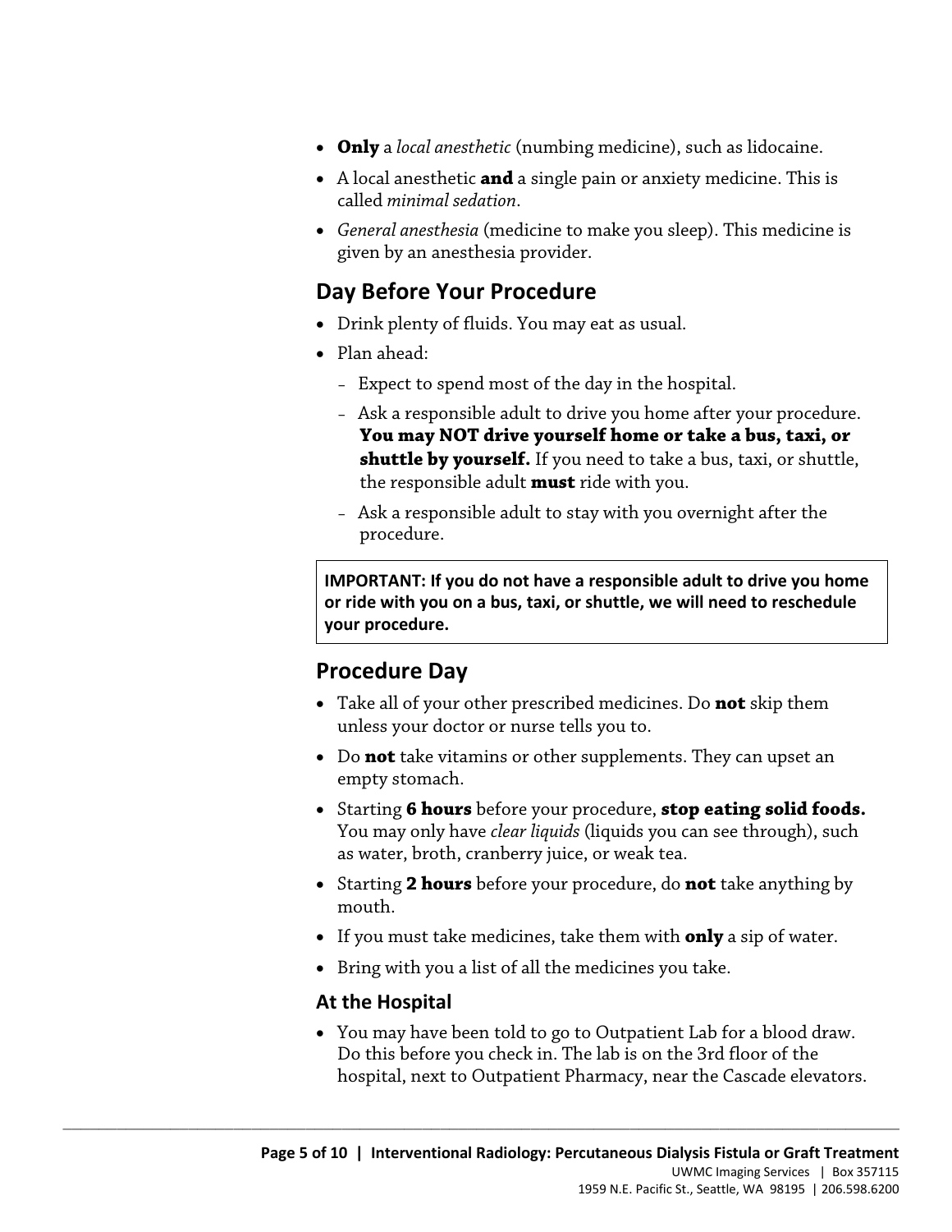- **Only** a *local anesthetic* (numbing medicine), such as lidocaine.
- A local anesthetic **and** a single pain or anxiety medicine. This is called *minimal sedation*.
- *General anesthesia* (medicine to make you sleep). This medicine is given by an anesthesia provider.

## Day Before Your Procedure

- Drink plenty of fluids. You may eat as usual.
- Plan ahead:
  - Expect to spend most of the day in the hospital.
  - Ask a responsible adult to drive you home after your procedure. **You may NOT drive yourself home or take a bus, taxi, or shuttle by yourself.** If you need to take a bus, taxi, or shuttle, the responsible adult **must** ride with you.
  - Ask a responsible adult to stay with you overnight after the procedure.

**IMPORTANT: If you do not have a responsible adult to drive you home or ride with you on a bus, taxi, or shuttle, we will need to reschedule your procedure.**

## Procedure Day

- Take all of your other prescribed medicines. Do **not** skip them unless your doctor or nurse tells you to.
- Do **not** take vitamins or other supplements. They can upset an empty stomach.
- Starting **6 hours** before your procedure, **stop eating solid foods.** You may only have *clear liquids* (liquids you can see through), such as water, broth, cranberry juice, or weak tea.
- Starting **2 hours** before your procedure, do **not** take anything by mouth.
- If you must take medicines, take them with **only** a sip of water.
- Bring with you a list of all the medicines you take.

### At the Hospital

- You may have been told to go to Outpatient Lab for a blood draw. Do this before you check in. The lab is on the 3rd floor of the hospital, next to Outpatient Pharmacy, near the Cascade elevators.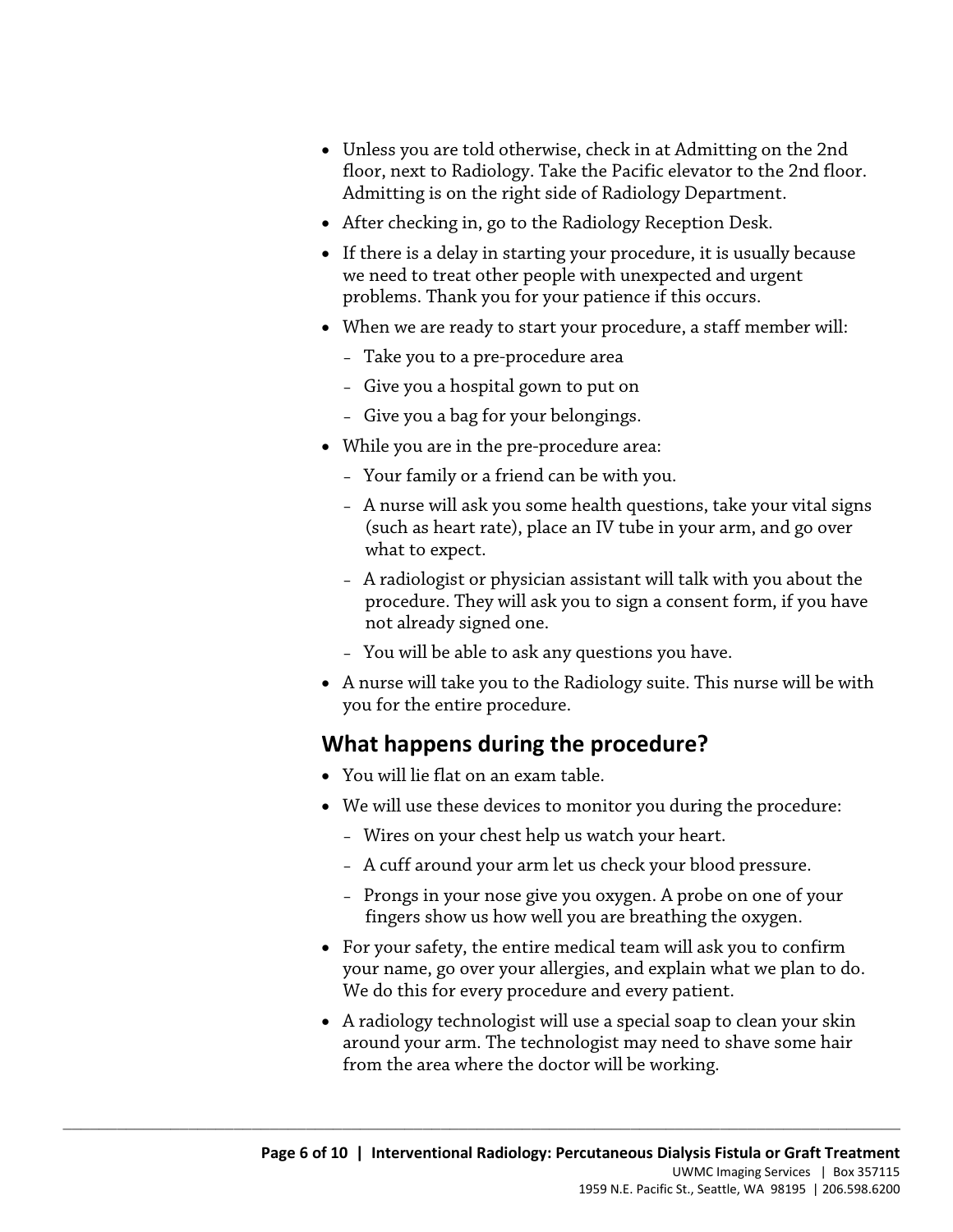- Unless you are told otherwise, check in at Admitting on the 2nd floor, next to Radiology. Take the Pacific elevator to the 2nd floor. Admitting is on the right side of Radiology Department.
- After checking in, go to the Radiology Reception Desk.
- If there is a delay in starting your procedure, it is usually because we need to treat other people with unexpected and urgent problems. Thank you for your patience if this occurs.
- When we are ready to start your procedure, a staff member will:
  - Take you to a pre-procedure area
  - Give you a hospital gown to put on
  - Give you a bag for your belongings.
- While you are in the pre-procedure area:
  - Your family or a friend can be with you.
  - A nurse will ask you some health questions, take your vital signs (such as heart rate), place an IV tube in your arm, and go over what to expect.
  - A radiologist or physician assistant will talk with you about the procedure. They will ask you to sign a consent form, if you have not already signed one.
  - You will be able to ask any questions you have.
- A nurse will take you to the Radiology suite. This nurse will be with you for the entire procedure.

## What happens during the procedure?

- You will lie flat on an exam table.
- We will use these devices to monitor you during the procedure:
  - Wires on your chest help us watch your heart.
  - A cuff around your arm let us check your blood pressure.
  - Prongs in your nose give you oxygen. A probe on one of your fingers show us how well you are breathing the oxygen.
- For your safety, the entire medical team will ask you to confirm your name, go over your allergies, and explain what we plan to do. We do this for every procedure and every patient.
- A radiology technologist will use a special soap to clean your skin around your arm. The technologist may need to shave some hair from the area where the doctor will be working.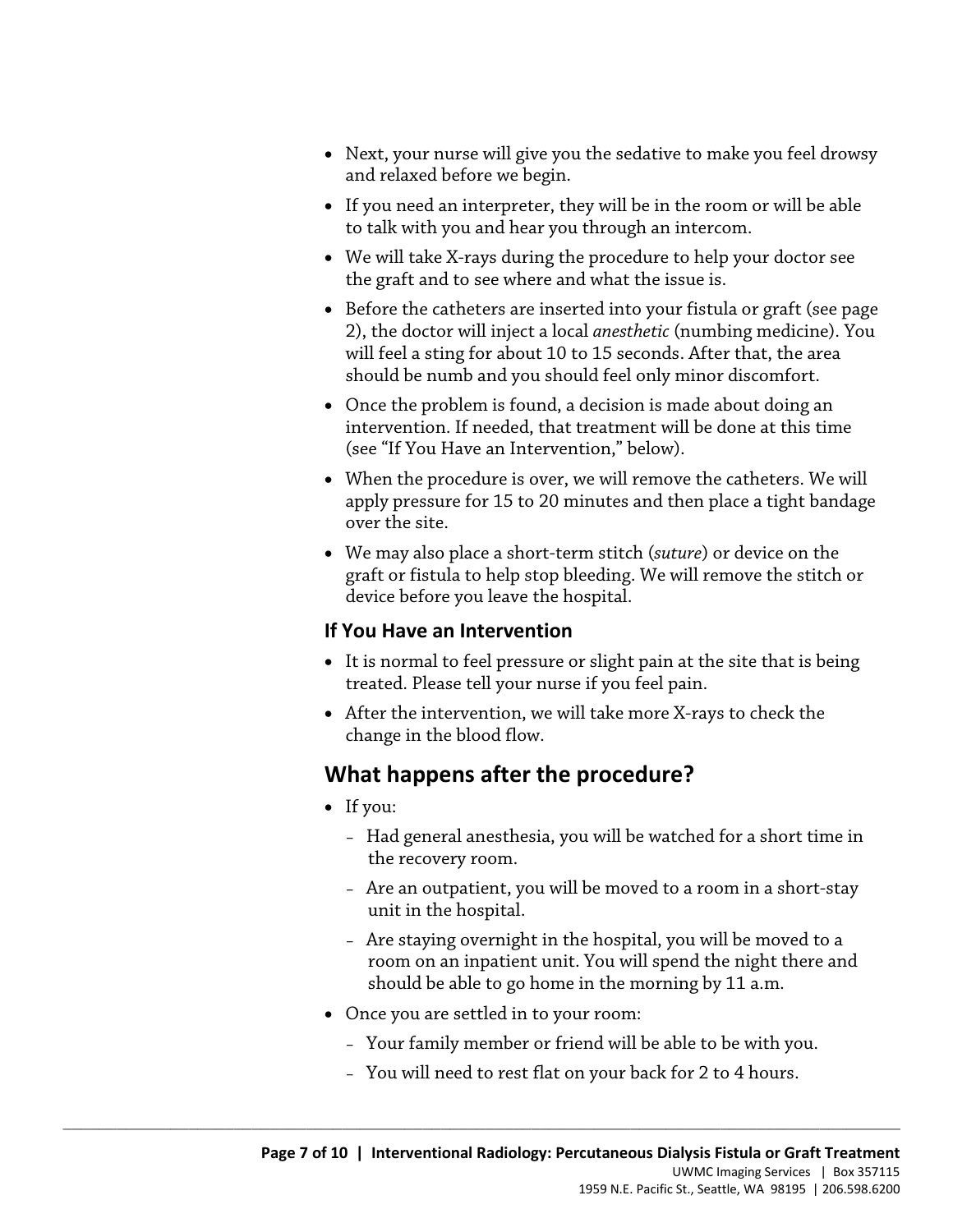- Next, your nurse will give you the sedative to make you feel drowsy and relaxed before we begin.
- If you need an interpreter, they will be in the room or will be able to talk with you and hear you through an intercom.
- We will take X-rays during the procedure to help your doctor see the graft and to see where and what the issue is.
- Before the catheters are inserted into your fistula or graft (see page 2), the doctor will inject a local *anesthetic* (numbing medicine). You will feel a sting for about 10 to 15 seconds. After that, the area should be numb and you should feel only minor discomfort.
- Once the problem is found, a decision is made about doing an intervention. If needed, that treatment will be done at this time (see "If You Have an Intervention," below).
- When the procedure is over, we will remove the catheters. We will apply pressure for 15 to 20 minutes and then place a tight bandage over the site.
- We may also place a short-term stitch (*suture*) or device on the graft or fistula to help stop bleeding. We will remove the stitch or device before you leave the hospital.

### If You Have an Intervention

- It is normal to feel pressure or slight pain at the site that is being treated. Please tell your nurse if you feel pain.
- After the intervention, we will take more X-rays to check the change in the blood flow.

## What happens after the procedure?

- If you:
  - Had general anesthesia, you will be watched for a short time in the recovery room.
  - Are an outpatient, you will be moved to a room in a short-stay unit in the hospital.
  - Are staying overnight in the hospital, you will be moved to a room on an inpatient unit. You will spend the night there and should be able to go home in the morning by 11 a.m.
- Once you are settled in to your room:
  - Your family member or friend will be able to be with you.
  - You will need to rest flat on your back for 2 to 4 hours.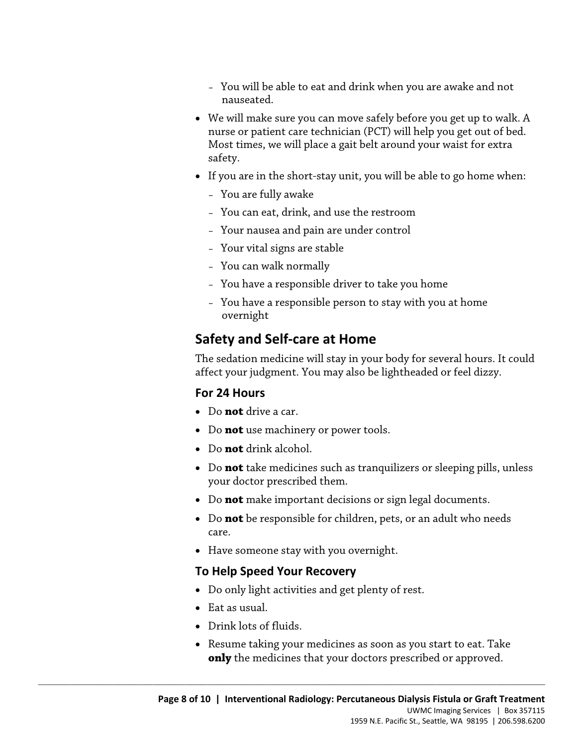- You will be able to eat and drink when you are awake and not nauseated.

- We will make sure you can move safely before you get up to walk. A nurse or patient care technician (PCT) will help you get out of bed. Most times, we will place a gait belt around your waist for extra safety.
- If you are in the short-stay unit, you will be able to go home when:
  - You are fully awake
  - You can eat, drink, and use the restroom
  - Your nausea and pain are under control
  - Your vital signs are stable
  - You can walk normally
  - You have a responsible driver to take you home
  - You have a responsible person to stay with you at home overnight

## Safety and Self-care at Home

The sedation medicine will stay in your body for several hours. It could affect your judgment. You may also be lightheaded or feel dizzy.

### For 24 Hours

- Do **not** drive a car.
- Do **not** use machinery or power tools.
- Do **not** drink alcohol.
- Do **not** take medicines such as tranquilizers or sleeping pills, unless your doctor prescribed them.
- Do **not** make important decisions or sign legal documents.
- Do **not** be responsible for children, pets, or an adult who needs care.
- Have someone stay with you overnight.

### To Help Speed Your Recovery

- Do only light activities and get plenty of rest.
- Eat as usual.
- Drink lots of fluids.
- Resume taking your medicines as soon as you start to eat. Take **only** the medicines that your doctors prescribed or approved.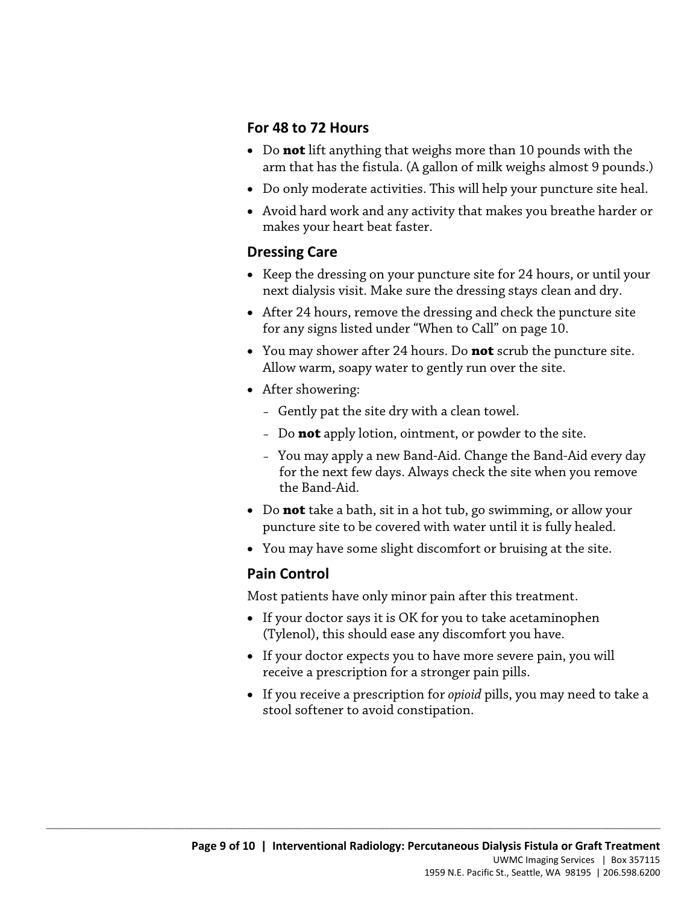### For 48 to 72 Hours

- Do **not** lift anything that weighs more than 10 pounds with the arm that has the fistula. (A gallon of milk weighs almost 9 pounds.)
- Do only moderate activities. This will help your puncture site heal.
- Avoid hard work and any activity that makes you breathe harder or makes your heart beat faster.

### Dressing Care

- Keep the dressing on your puncture site for 24 hours, or until your next dialysis visit. Make sure the dressing stays clean and dry.
- After 24 hours, remove the dressing and check the puncture site for any signs listed under "When to Call" on page 10.
- You may shower after 24 hours. Do **not** scrub the puncture site. Allow warm, soapy water to gently run over the site.
- After showering:
  - Gently pat the site dry with a clean towel.
  - Do **not** apply lotion, ointment, or powder to the site.
  - You may apply a new Band-Aid. Change the Band-Aid every day for the next few days. Always check the site when you remove the Band-Aid.
- Do **not** take a bath, sit in a hot tub, go swimming, or allow your puncture site to be covered with water until it is fully healed.
- You may have some slight discomfort or bruising at the site.

### Pain Control

Most patients have only minor pain after this treatment.

- If your doctor says it is OK for you to take acetaminophen (Tylenol), this should ease any discomfort you have.
- If your doctor expects you to have more severe pain, you will receive a prescription for a stronger pain pills.
- If you receive a prescription for *opioid* pills, you may need to take a stool softener to avoid constipation.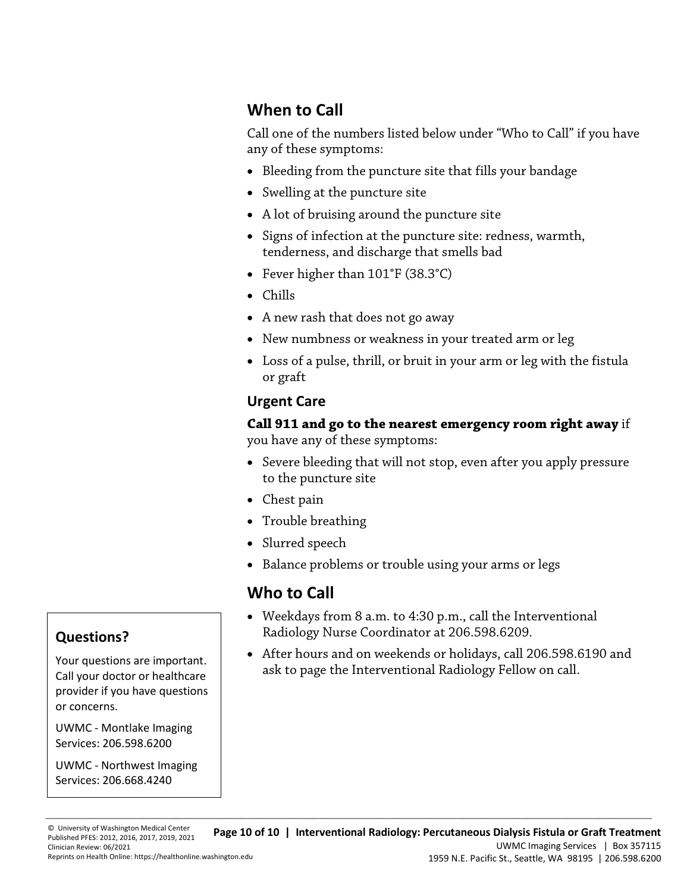## When to Call

Call one of the numbers listed below under "Who to Call" if you have any of these symptoms:

- Bleeding from the puncture site that fills your bandage
- Swelling at the puncture site
- A lot of bruising around the puncture site
- Signs of infection at the puncture site: redness, warmth, tenderness, and discharge that smells bad
- Fever higher than 101°F (38.3°C)
- Chills
- A new rash that does not go away
- New numbness or weakness in your treated arm or leg
- Loss of a pulse, thrill, or bruit in your arm or leg with the fistula or graft

### Urgent Care

**Call 911 and go to the nearest emergency room right away** if you have any of these symptoms:

- Severe bleeding that will not stop, even after you apply pressure to the puncture site
- Chest pain
- Trouble breathing
- Slurred speech
- Balance problems or trouble using your arms or legs

## Who to Call

- Weekdays from 8 a.m. to 4:30 p.m., call the Interventional Radiology Nurse Coordinator at 206.598.6209.
- After hours and on weekends or holidays, call 206.598.6190 and ask to page the Interventional Radiology Fellow on call.

### Questions?

Your questions are important. Call your doctor or healthcare provider if you have questions or concerns.

UWMC - Montlake Imaging Services: 206.598.6200

UWMC - Northwest Imaging Services: 206.668.4240

© University of Washington Medical Center
Published PFES: 2012, 2016, 2017, 2019, 2021
Clinician Review: 06/2021
Reprints on Health Online: https://healthonline.washington.edu

UWMC Imaging Services | Box 357115
1959 N.E. Pacific St., Seattle, WA 98195 | 206.598.6200